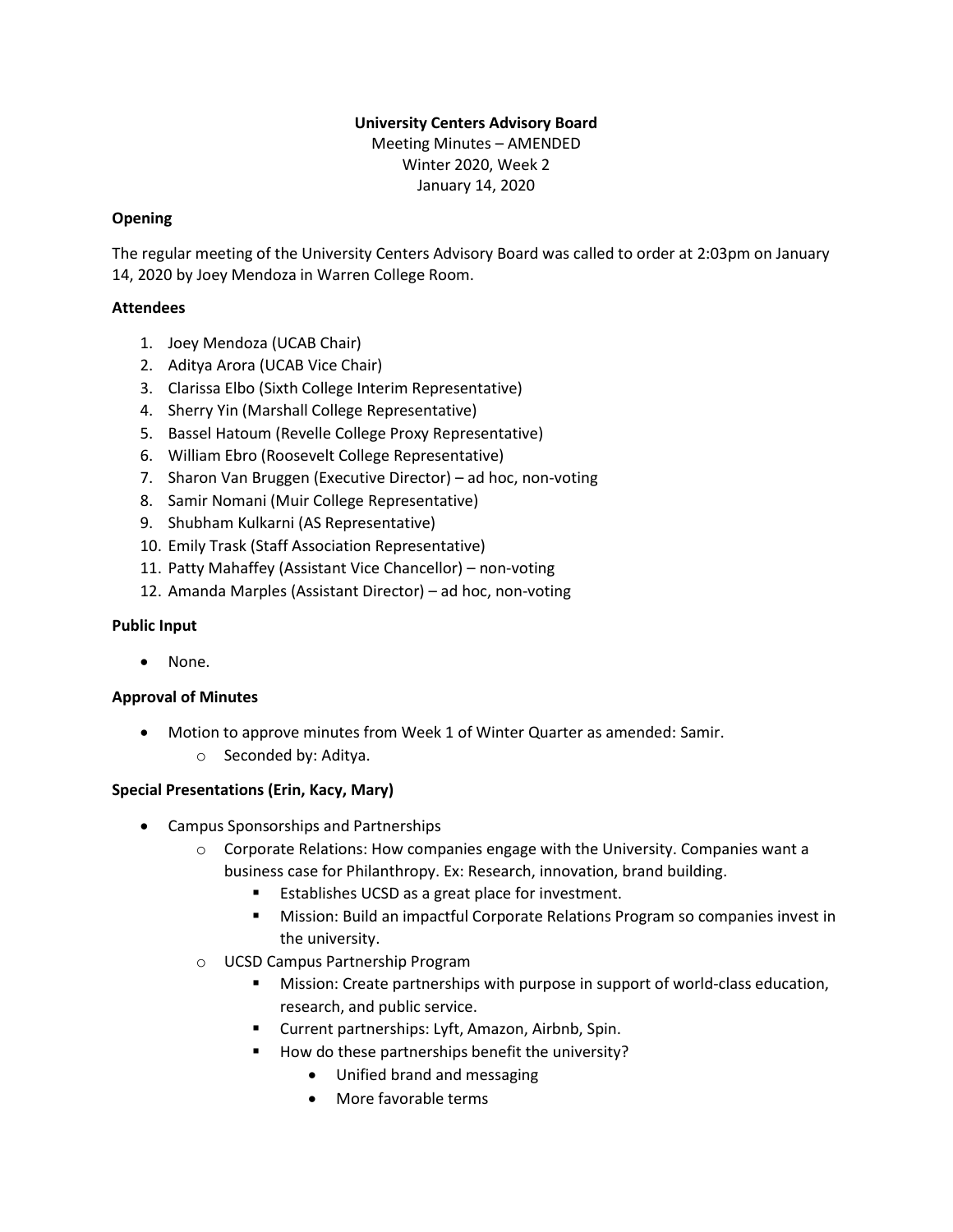**University Centers Advisory Board**

Meeting Minutes – AMENDED

Winter 2020, Week 2

January 14, 2020

**Opening**

The regular meeting of the University Centers Advisory Board was called to order at 2:03pm on January 14, 2020 by Joey Mendoza in Warren College Room.

**Attendees**

1. Joey Mendoza (UCAB Chair)
2. Aditya Arora (UCAB Vice Chair)
3. Clarissa Elbo (Sixth College Interim Representative)
4. Sherry Yin (Marshall College Representative)
5. Bassel Hatoum (Revelle College Proxy Representative)
6. William Ebro (Roosevelt College Representative)
7. Sharon Van Bruggen (Executive Director) – ad hoc, non-voting
8. Samir Nomani (Muir College Representative)
9. Shubham Kulkarni (AS Representative)
10. Emily Trask (Staff Association Representative)
11. Patty Mahaffey (Assistant Vice Chancellor) – non-voting
12. Amanda Marples (Assistant Director) – ad hoc, non-voting

**Public Input**

- None.

**Approval of Minutes**

- Motion to approve minutes from Week 1 of Winter Quarter as amended: Samir.
  - Seconded by: Aditya.

**Special Presentations (Erin, Kacy, Mary)**

- Campus Sponsorships and Partnerships
  - Corporate Relations: How companies engage with the University. Companies want a business case for Philanthropy. Ex: Research, innovation, brand building.
    - Establishes UCSD as a great place for investment.
    - Mission: Build an impactful Corporate Relations Program so companies invest in the university.
  - UCSD Campus Partnership Program
    - Mission: Create partnerships with purpose in support of world-class education, research, and public service.
    - Current partnerships: Lyft, Amazon, Airbnb, Spin.
    - How do these partnerships benefit the university?
      - Unified brand and messaging
      - More favorable terms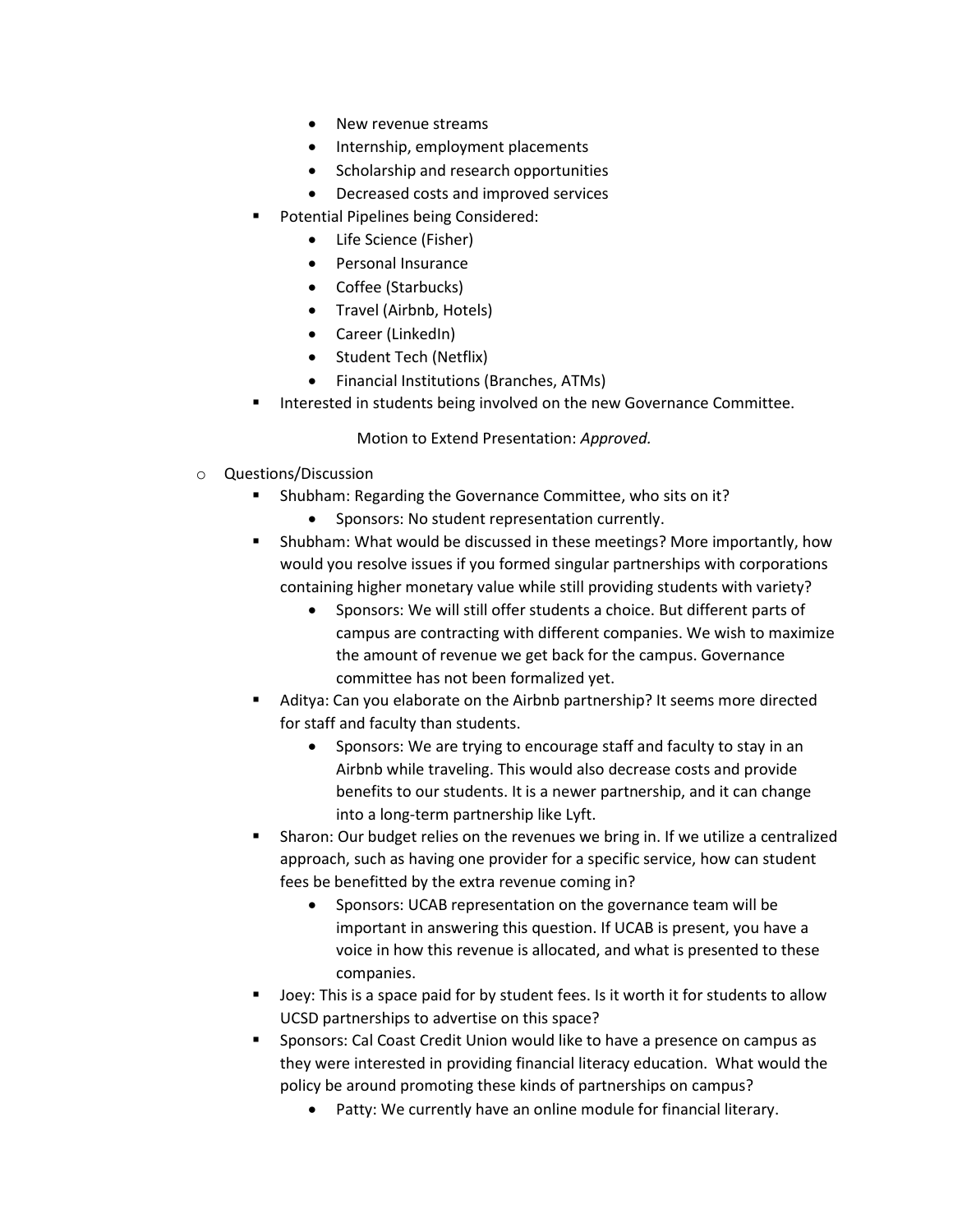- New revenue streams
    - Internship, employment placements
    - Scholarship and research opportunities
    - Decreased costs and improved services
  - Potential Pipelines being Considered:
    - Life Science (Fisher)
    - Personal Insurance
    - Coffee (Starbucks)
    - Travel (Airbnb, Hotels)
    - Career (LinkedIn)
    - Student Tech (Netflix)
    - Financial Institutions (Branches, ATMs)
  - Interested in students being involved on the new Governance Committee.

Motion to Extend Presentation: *Approved.*

- Questions/Discussion
  - Shubham: Regarding the Governance Committee, who sits on it?
    - Sponsors: No student representation currently.
  - Shubham: What would be discussed in these meetings? More importantly, how would you resolve issues if you formed singular partnerships with corporations containing higher monetary value while still providing students with variety?
    - Sponsors: We will still offer students a choice. But different parts of campus are contracting with different companies. We wish to maximize the amount of revenue we get back for the campus. Governance committee has not been formalized yet.
  - Aditya: Can you elaborate on the Airbnb partnership? It seems more directed for staff and faculty than students.
    - Sponsors: We are trying to encourage staff and faculty to stay in an Airbnb while traveling. This would also decrease costs and provide benefits to our students. It is a newer partnership, and it can change into a long-term partnership like Lyft.
  - Sharon: Our budget relies on the revenues we bring in. If we utilize a centralized approach, such as having one provider for a specific service, how can student fees be benefitted by the extra revenue coming in?
    - Sponsors: UCAB representation on the governance team will be important in answering this question. If UCAB is present, you have a voice in how this revenue is allocated, and what is presented to these companies.
  - Joey: This is a space paid for by student fees. Is it worth it for students to allow UCSD partnerships to advertise on this space?
  - Sponsors: Cal Coast Credit Union would like to have a presence on campus as they were interested in providing financial literacy education. What would the policy be around promoting these kinds of partnerships on campus?
    - Patty: We currently have an online module for financial literary.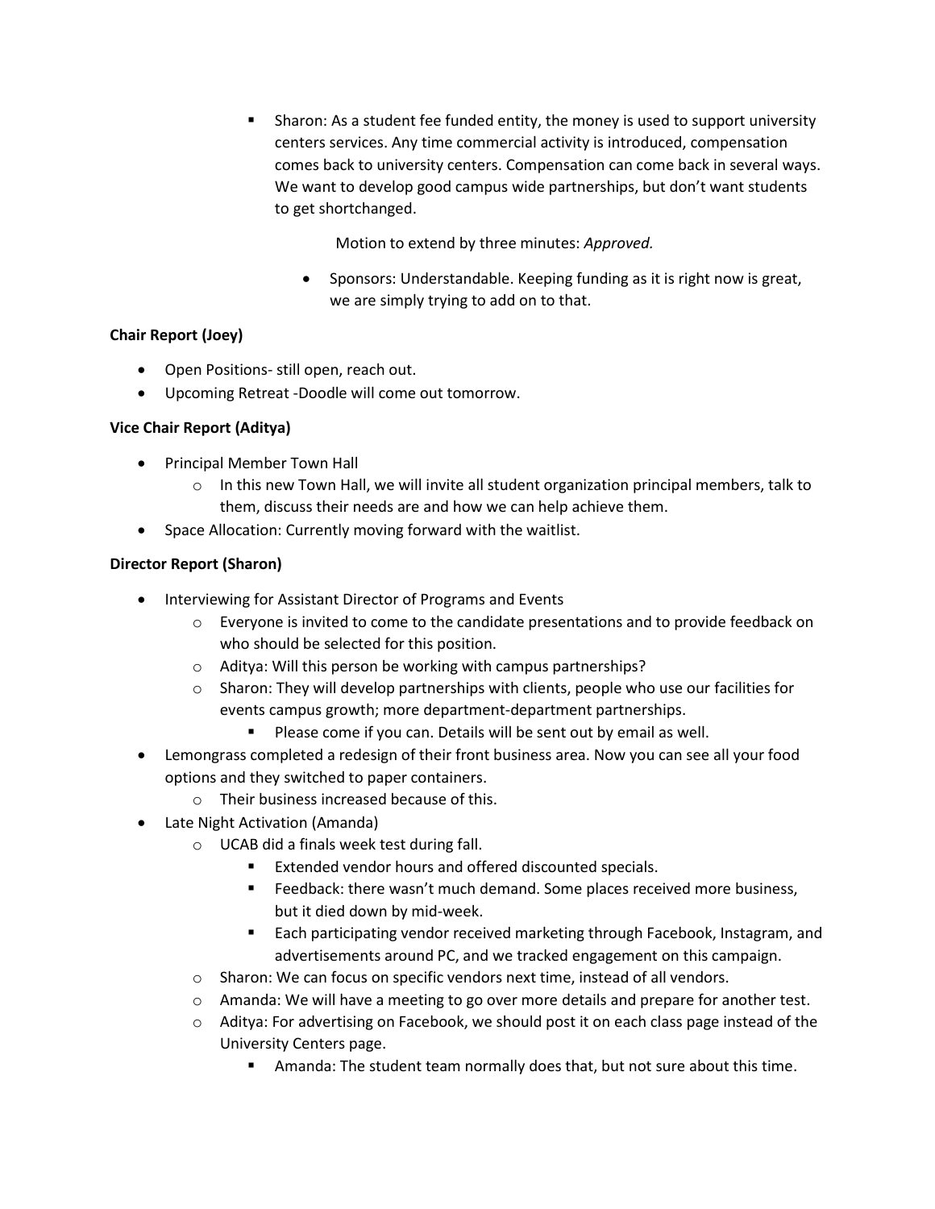- Sharon: As a student fee funded entity, the money is used to support university centers services. Any time commercial activity is introduced, compensation comes back to university centers. Compensation can come back in several ways. We want to develop good campus wide partnerships, but don't want students to get shortchanged.

          Motion to extend by three minutes: *Approved.*

          - Sponsors: Understandable. Keeping funding as it is right now is great, we are simply trying to add on to that.

**Chair Report (Joey)**

- Open Positions- still open, reach out.
- Upcoming Retreat -Doodle will come out tomorrow.

**Vice Chair Report (Aditya)**

- Principal Member Town Hall
  - In this new Town Hall, we will invite all student organization principal members, talk to them, discuss their needs are and how we can help achieve them.
- Space Allocation: Currently moving forward with the waitlist.

**Director Report (Sharon)**

- Interviewing for Assistant Director of Programs and Events
  - Everyone is invited to come to the candidate presentations and to provide feedback on who should be selected for this position.
  - Aditya: Will this person be working with campus partnerships?
  - Sharon: They will develop partnerships with clients, people who use our facilities for events campus growth; more department-department partnerships.
    - Please come if you can. Details will be sent out by email as well.
- Lemongrass completed a redesign of their front business area. Now you can see all your food options and they switched to paper containers.
  - Their business increased because of this.
- Late Night Activation (Amanda)
  - UCAB did a finals week test during fall.
    - Extended vendor hours and offered discounted specials.
    - Feedback: there wasn't much demand. Some places received more business, but it died down by mid-week.
    - Each participating vendor received marketing through Facebook, Instagram, and advertisements around PC, and we tracked engagement on this campaign.
  - Sharon: We can focus on specific vendors next time, instead of all vendors.
  - Amanda: We will have a meeting to go over more details and prepare for another test.
  - Aditya: For advertising on Facebook, we should post it on each class page instead of the University Centers page.
    - Amanda: The student team normally does that, but not sure about this time.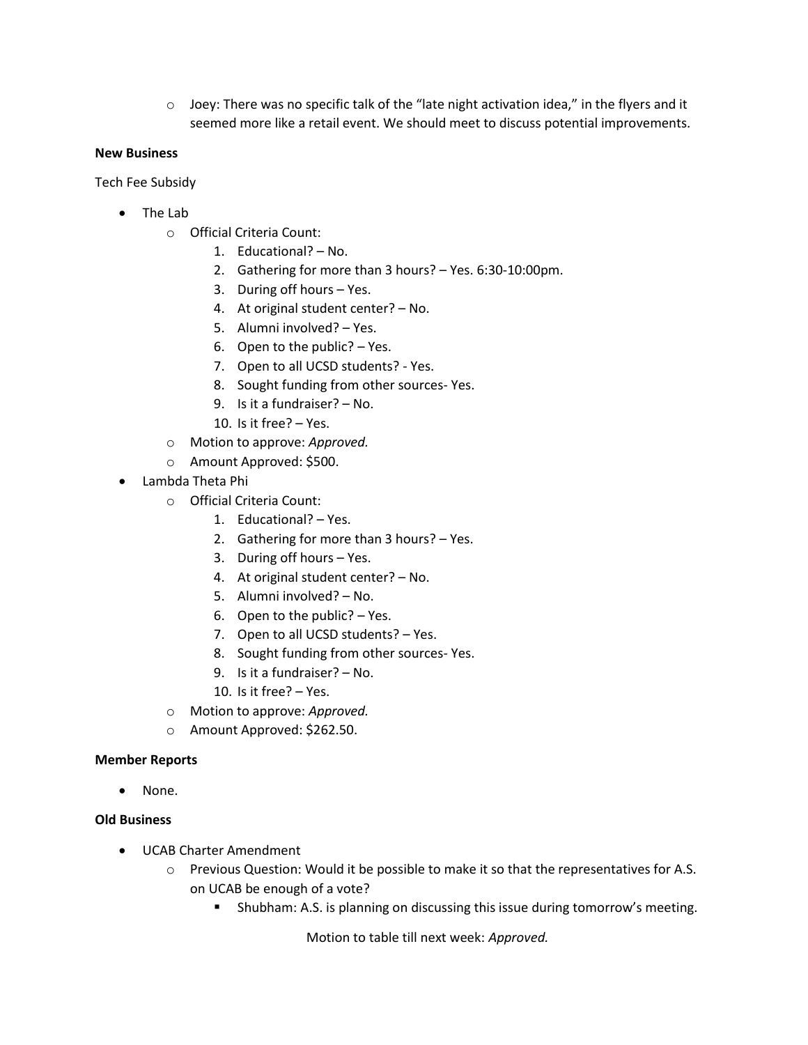- Joey: There was no specific talk of the "late night activation idea," in the flyers and it seemed more like a retail event. We should meet to discuss potential improvements.

**New Business**

Tech Fee Subsidy

- The Lab
  - Official Criteria Count:
    1. Educational? – No.
    2. Gathering for more than 3 hours? – Yes. 6:30-10:00pm.
    3. During off hours – Yes.
    4. At original student center? – No.
    5. Alumni involved? – Yes.
    6. Open to the public? – Yes.
    7. Open to all UCSD students? - Yes.
    8. Sought funding from other sources- Yes.
    9. Is it a fundraiser? – No.
    10. Is it free? – Yes.
  - Motion to approve: *Approved.*
  - Amount Approved: $500.
- Lambda Theta Phi
  - Official Criteria Count:
    1. Educational? – Yes.
    2. Gathering for more than 3 hours? – Yes.
    3. During off hours – Yes.
    4. At original student center? – No.
    5. Alumni involved? – No.
    6. Open to the public? – Yes.
    7. Open to all UCSD students? – Yes.
    8. Sought funding from other sources- Yes.
    9. Is it a fundraiser? – No.
    10. Is it free? – Yes.
  - Motion to approve: *Approved.*
  - Amount Approved: $262.50.

**Member Reports**

- None.

**Old Business**

- UCAB Charter Amendment
  - Previous Question: Would it be possible to make it so that the representatives for A.S. on UCAB be enough of a vote?
    - Shubham: A.S. is planning on discussing this issue during tomorrow's meeting.

Motion to table till next week: *Approved.*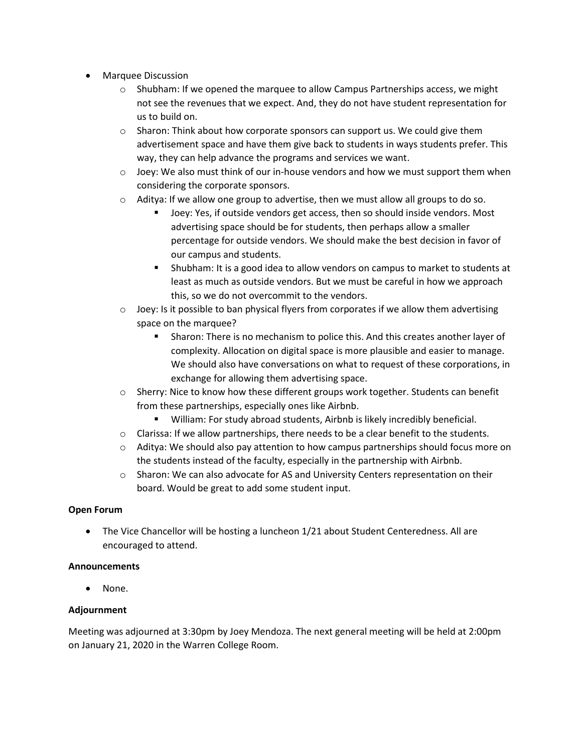- Marquee Discussion
  - Shubham: If we opened the marquee to allow Campus Partnerships access, we might not see the revenues that we expect. And, they do not have student representation for us to build on.
  - Sharon: Think about how corporate sponsors can support us. We could give them advertisement space and have them give back to students in ways students prefer. This way, they can help advance the programs and services we want.
  - Joey: We also must think of our in-house vendors and how we must support them when considering the corporate sponsors.
  - Aditya: If we allow one group to advertise, then we must allow all groups to do so.
    - Joey: Yes, if outside vendors get access, then so should inside vendors. Most advertising space should be for students, then perhaps allow a smaller percentage for outside vendors. We should make the best decision in favor of our campus and students.
    - Shubham: It is a good idea to allow vendors on campus to market to students at least as much as outside vendors. But we must be careful in how we approach this, so we do not overcommit to the vendors.
  - Joey: Is it possible to ban physical flyers from corporates if we allow them advertising space on the marquee?
    - Sharon: There is no mechanism to police this. And this creates another layer of complexity. Allocation on digital space is more plausible and easier to manage. We should also have conversations on what to request of these corporations, in exchange for allowing them advertising space.
  - Sherry: Nice to know how these different groups work together. Students can benefit from these partnerships, especially ones like Airbnb.
    - William: For study abroad students, Airbnb is likely incredibly beneficial.
  - Clarissa: If we allow partnerships, there needs to be a clear benefit to the students.
  - Aditya: We should also pay attention to how campus partnerships should focus more on the students instead of the faculty, especially in the partnership with Airbnb.
  - Sharon: We can also advocate for AS and University Centers representation on their board. Would be great to add some student input.

**Open Forum**

- The Vice Chancellor will be hosting a luncheon 1/21 about Student Centeredness. All are encouraged to attend.

**Announcements**

- None.

**Adjournment**

Meeting was adjourned at 3:30pm by Joey Mendoza. The next general meeting will be held at 2:00pm on January 21, 2020 in the Warren College Room.